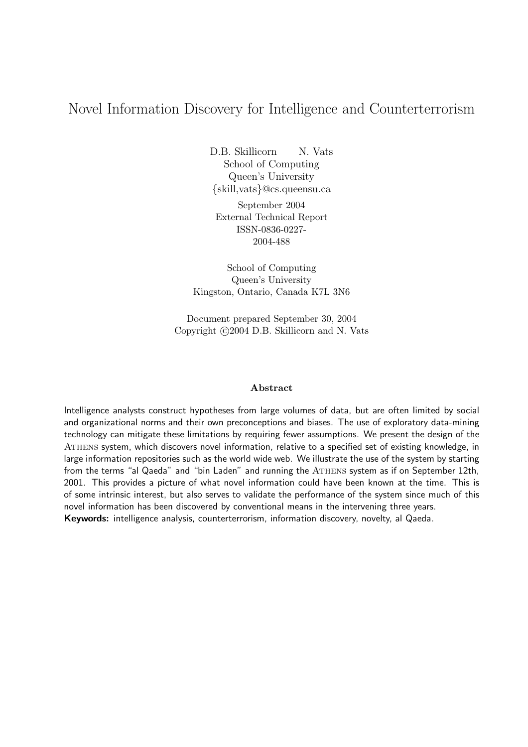# Novel Information Discovery for Intelligence and Counterterrorism

D.B. Skillicorn N. Vats
School of Computing
Queen's University
{skill,vats}@cs.queensu.ca

September 2004
External Technical Report
ISSN-0836-0227-
2004-488

School of Computing
Queen's University
Kingston, Ontario, Canada K7L 3N6

Document prepared September 30, 2004
Copyright ©2004 D.B. Skillicorn and N. Vats

### Abstract

Intelligence analysts construct hypotheses from large volumes of data, but are often limited by social and organizational norms and their own preconceptions and biases. The use of exploratory data-mining technology can mitigate these limitations by requiring fewer assumptions. We present the design of the ATHENS system, which discovers novel information, relative to a specified set of existing knowledge, in large information repositories such as the world wide web. We illustrate the use of the system by starting from the terms "al Qaeda" and "bin Laden" and running the ATHENS system as if on September 12th, 2001. This provides a picture of what novel information could have been known at the time. This is of some intrinsic interest, but also serves to validate the performance of the system since much of this novel information has been discovered by conventional means in the intervening three years.

**Keywords:** intelligence analysis, counterterrorism, information discovery, novelty, al Qaeda.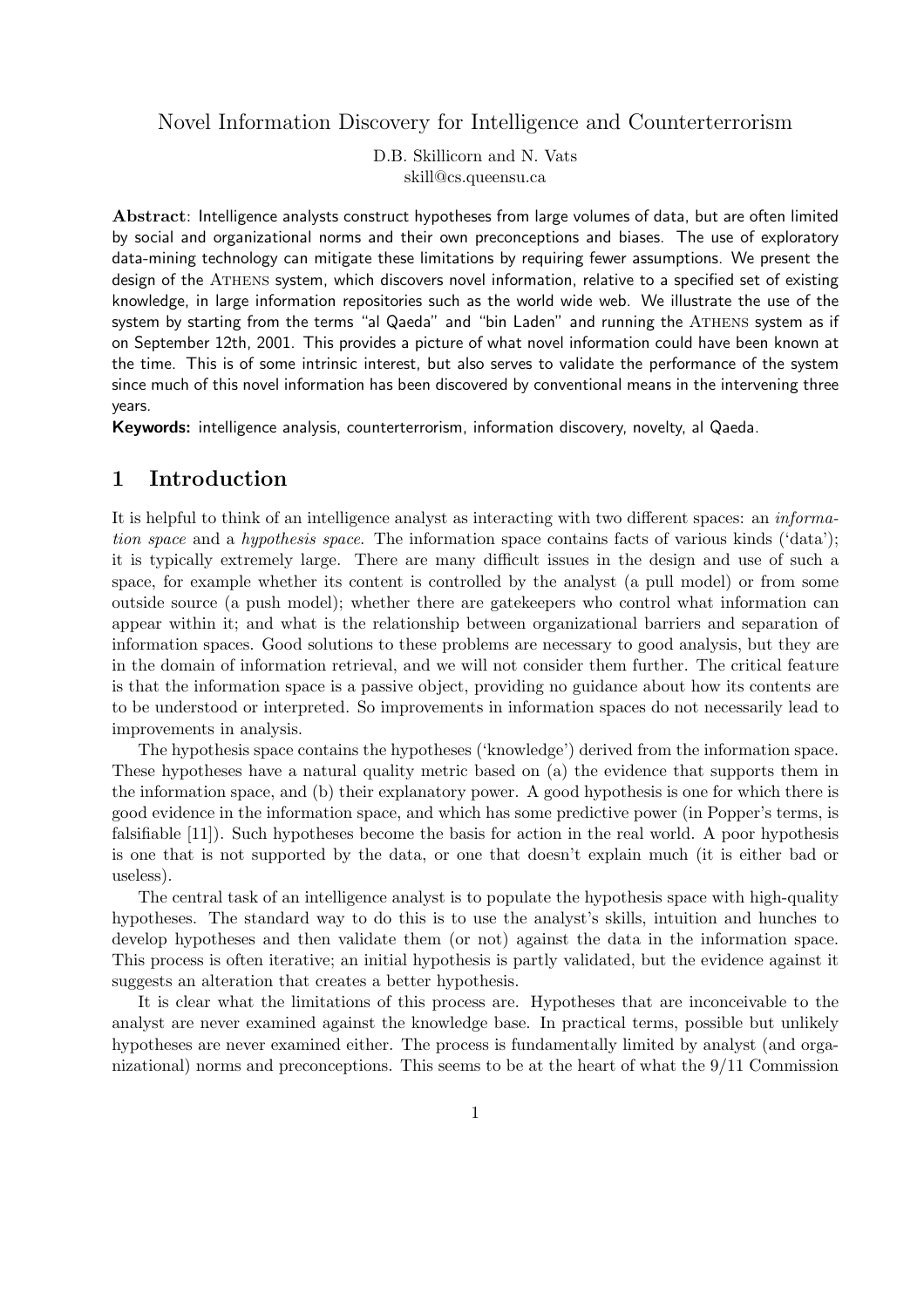Novel Information Discovery for Intelligence and Counterterrorism

D.B. Skillicorn and N. Vats
skill@cs.queensu.ca

**Abstract**: Intelligence analysts construct hypotheses from large volumes of data, but are often limited by social and organizational norms and their own preconceptions and biases. The use of exploratory data-mining technology can mitigate these limitations by requiring fewer assumptions. We present the design of the ATHENS system, which discovers novel information, relative to a specified set of existing knowledge, in large information repositories such as the world wide web. We illustrate the use of the system by starting from the terms "al Qaeda" and "bin Laden" and running the ATHENS system as if on September 12th, 2001. This provides a picture of what novel information could have been known at the time. This is of some intrinsic interest, but also serves to validate the performance of the system since much of this novel information has been discovered by conventional means in the intervening three years.

**Keywords:** intelligence analysis, counterterrorism, information discovery, novelty, al Qaeda.

# 1 Introduction

It is helpful to think of an intelligence analyst as interacting with two different spaces: an *information space* and a *hypothesis space*. The information space contains facts of various kinds ('data'); it is typically extremely large. There are many difficult issues in the design and use of such a space, for example whether its content is controlled by the analyst (a pull model) or from some outside source (a push model); whether there are gatekeepers who control what information can appear within it; and what is the relationship between organizational barriers and separation of information spaces. Good solutions to these problems are necessary to good analysis, but they are in the domain of information retrieval, and we will not consider them further. The critical feature is that the information space is a passive object, providing no guidance about how its contents are to be understood or interpreted. So improvements in information spaces do not necessarily lead to improvements in analysis.

The hypothesis space contains the hypotheses ('knowledge') derived from the information space. These hypotheses have a natural quality metric based on (a) the evidence that supports them in the information space, and (b) their explanatory power. A good hypothesis is one for which there is good evidence in the information space, and which has some predictive power (in Popper's terms, is falsifiable [11]). Such hypotheses become the basis for action in the real world. A poor hypothesis is one that is not supported by the data, or one that doesn't explain much (it is either bad or useless).

The central task of an intelligence analyst is to populate the hypothesis space with high-quality hypotheses. The standard way to do this is to use the analyst's skills, intuition and hunches to develop hypotheses and then validate them (or not) against the data in the information space. This process is often iterative; an initial hypothesis is partly validated, but the evidence against it suggests an alteration that creates a better hypothesis.

It is clear what the limitations of this process are. Hypotheses that are inconceivable to the analyst are never examined against the knowledge base. In practical terms, possible but unlikely hypotheses are never examined either. The process is fundamentally limited by analyst (and organizational) norms and preconceptions. This seems to be at the heart of what the 9/11 Commission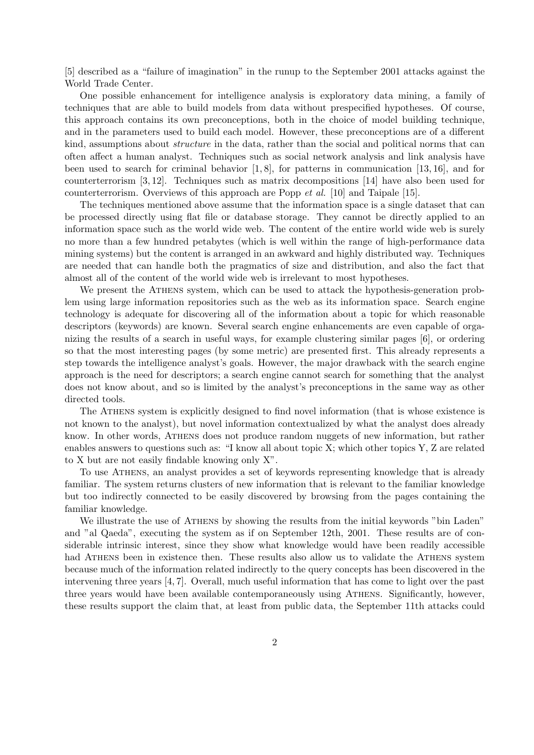[5] described as a "failure of imagination" in the runup to the September 2001 attacks against the World Trade Center.

One possible enhancement for intelligence analysis is exploratory data mining, a family of techniques that are able to build models from data without prespecified hypotheses. Of course, this approach contains its own preconceptions, both in the choice of model building technique, and in the parameters used to build each model. However, these preconceptions are of a different kind, assumptions about *structure* in the data, rather than the social and political norms that can often affect a human analyst. Techniques such as social network analysis and link analysis have been used to search for criminal behavior [1, 8], for patterns in communication [13, 16], and for counterterrorism [3, 12]. Techniques such as matrix decompositions [14] have also been used for counterterrorism. Overviews of this approach are Popp *et al.* [10] and Taipale [15].

The techniques mentioned above assume that the information space is a single dataset that can be processed directly using flat file or database storage. They cannot be directly applied to an information space such as the world wide web. The content of the entire world wide web is surely no more than a few hundred petabytes (which is well within the range of high-performance data mining systems) but the content is arranged in an awkward and highly distributed way. Techniques are needed that can handle both the pragmatics of size and distribution, and also the fact that almost all of the content of the world wide web is irrelevant to most hypotheses.

We present the Athens system, which can be used to attack the hypothesis-generation problem using large information repositories such as the web as its information space. Search engine technology is adequate for discovering all of the information about a topic for which reasonable descriptors (keywords) are known. Several search engine enhancements are even capable of organizing the results of a search in useful ways, for example clustering similar pages [6], or ordering so that the most interesting pages (by some metric) are presented first. This already represents a step towards the intelligence analyst's goals. However, the major drawback with the search engine approach is the need for descriptors; a search engine cannot search for something that the analyst does not know about, and so is limited by the analyst's preconceptions in the same way as other directed tools.

The Athens system is explicitly designed to find novel information (that is whose existence is not known to the analyst), but novel information contextualized by what the analyst does already know. In other words, Athens does not produce random nuggets of new information, but rather enables answers to questions such as: "I know all about topic X; which other topics Y, Z are related to X but are not easily findable knowing only X".

To use Athens, an analyst provides a set of keywords representing knowledge that is already familiar. The system returns clusters of new information that is relevant to the familiar knowledge but too indirectly connected to be easily discovered by browsing from the pages containing the familiar knowledge.

We illustrate the use of Athens by showing the results from the initial keywords "bin Laden" and "al Qaeda", executing the system as if on September 12th, 2001. These results are of considerable intrinsic interest, since they show what knowledge would have been readily accessible had Athens been in existence then. These results also allow us to validate the Athens system because much of the information related indirectly to the query concepts has been discovered in the intervening three years [4, 7]. Overall, much useful information that has come to light over the past three years would have been available contemporaneously using Athens. Significantly, however, these results support the claim that, at least from public data, the September 11th attacks could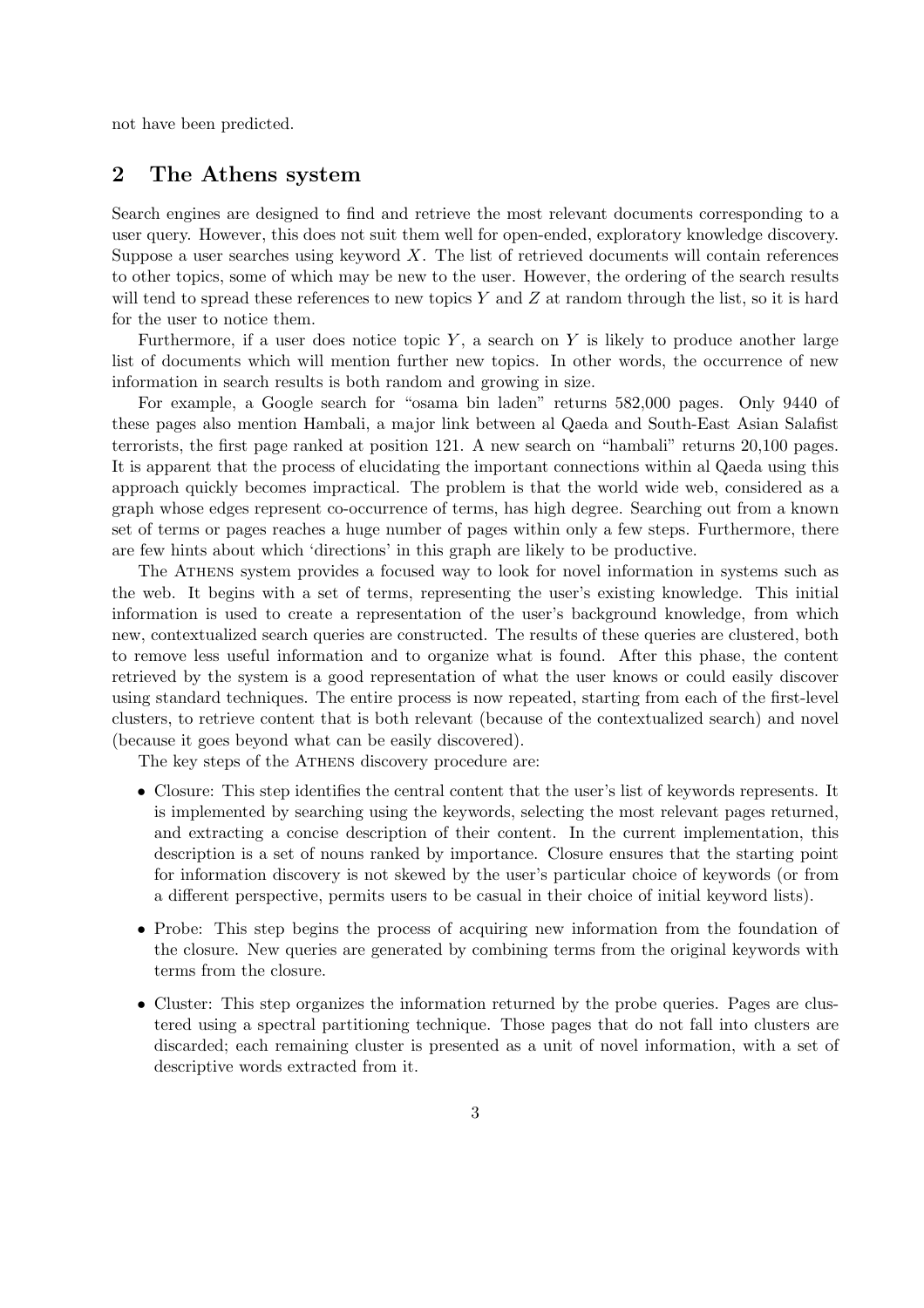not have been predicted.

## 2 The Athens system

Search engines are designed to find and retrieve the most relevant documents corresponding to a user query. However, this does not suit them well for open-ended, exploratory knowledge discovery. Suppose a user searches using keyword $X$. The list of retrieved documents will contain references to other topics, some of which may be new to the user. However, the ordering of the search results will tend to spread these references to new topics $Y$ and $Z$ at random through the list, so it is hard for the user to notice them.

Furthermore, if a user does notice topic $Y$, a search on $Y$ is likely to produce another large list of documents which will mention further new topics. In other words, the occurrence of new information in search results is both random and growing in size.

For example, a Google search for "osama bin laden" returns 582,000 pages. Only 9440 of these pages also mention Hambali, a major link between al Qaeda and South-East Asian Salafist terrorists, the first page ranked at position 121. A new search on "hambali" returns 20,100 pages. It is apparent that the process of elucidating the important connections within al Qaeda using this approach quickly becomes impractical. The problem is that the world wide web, considered as a graph whose edges represent co-occurrence of terms, has high degree. Searching out from a known set of terms or pages reaches a huge number of pages within only a few steps. Furthermore, there are few hints about which 'directions' in this graph are likely to be productive.

The Athens system provides a focused way to look for novel information in systems such as the web. It begins with a set of terms, representing the user's existing knowledge. This initial information is used to create a representation of the user's background knowledge, from which new, contextualized search queries are constructed. The results of these queries are clustered, both to remove less useful information and to organize what is found. After this phase, the content retrieved by the system is a good representation of what the user knows or could easily discover using standard techniques. The entire process is now repeated, starting from each of the first-level clusters, to retrieve content that is both relevant (because of the contextualized search) and novel (because it goes beyond what can be easily discovered).

The key steps of the Athens discovery procedure are:

- Closure: This step identifies the central content that the user's list of keywords represents. It is implemented by searching using the keywords, selecting the most relevant pages returned, and extracting a concise description of their content. In the current implementation, this description is a set of nouns ranked by importance. Closure ensures that the starting point for information discovery is not skewed by the user's particular choice of keywords (or from a different perspective, permits users to be casual in their choice of initial keyword lists).
- Probe: This step begins the process of acquiring new information from the foundation of the closure. New queries are generated by combining terms from the original keywords with terms from the closure.
- Cluster: This step organizes the information returned by the probe queries. Pages are clustered using a spectral partitioning technique. Those pages that do not fall into clusters are discarded; each remaining cluster is presented as a unit of novel information, with a set of descriptive words extracted from it.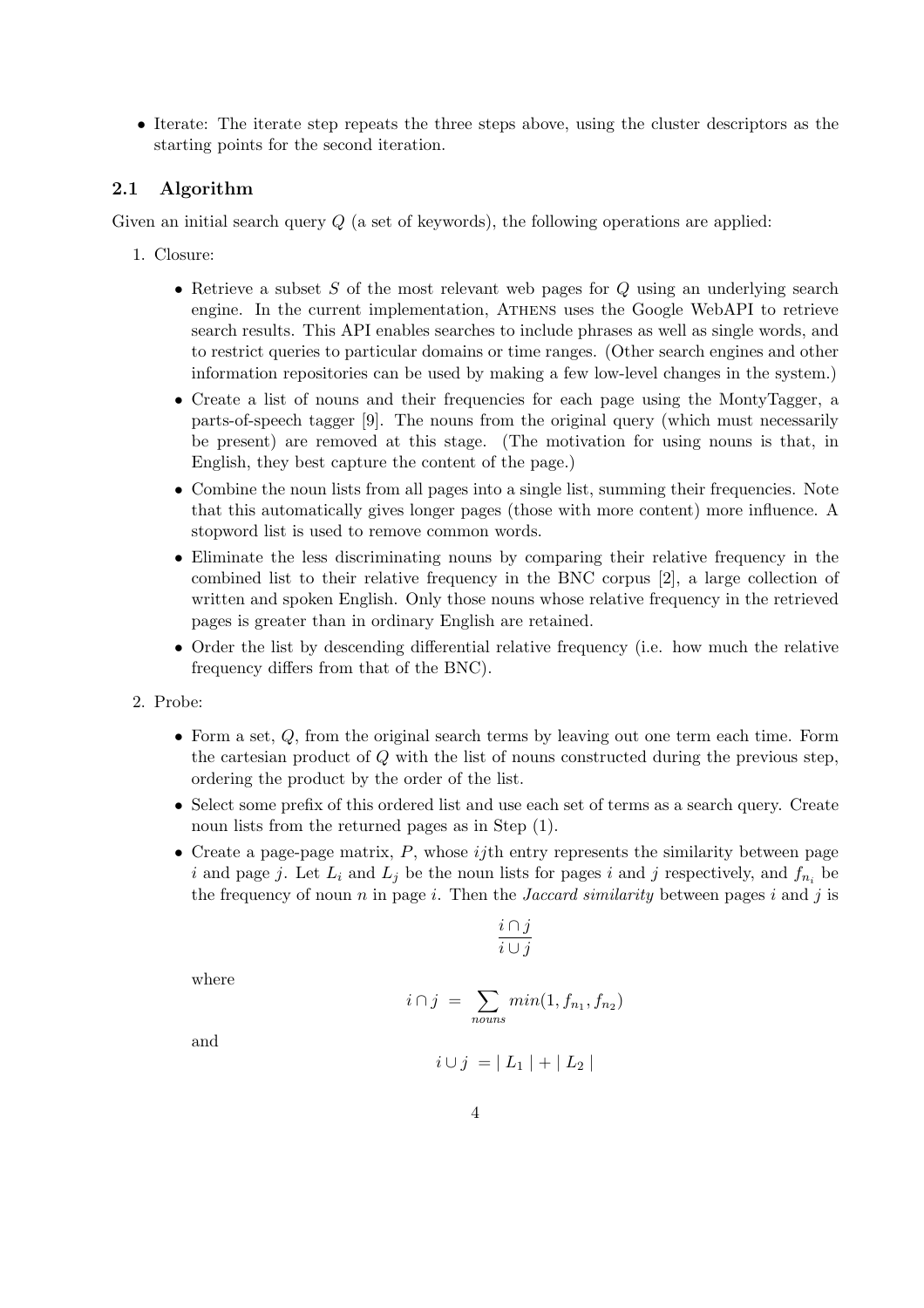- Iterate: The iterate step repeats the three steps above, using the cluster descriptors as the starting points for the second iteration.

### 2.1 Algorithm

Given an initial search query $Q$ (a set of keywords), the following operations are applied:

1. Closure:
   - Retrieve a subset $S$ of the most relevant web pages for $Q$ using an underlying search engine. In the current implementation, ATHENS uses the Google WebAPI to retrieve search results. This API enables searches to include phrases as well as single words, and to restrict queries to particular domains or time ranges. (Other search engines and other information repositories can be used by making a few low-level changes in the system.)
   - Create a list of nouns and their frequencies for each page using the MontyTagger, a parts-of-speech tagger [9]. The nouns from the original query (which must necessarily be present) are removed at this stage. (The motivation for using nouns is that, in English, they best capture the content of the page.)
   - Combine the noun lists from all pages into a single list, summing their frequencies. Note that this automatically gives longer pages (those with more content) more influence. A stopword list is used to remove common words.
   - Eliminate the less discriminating nouns by comparing their relative frequency in the combined list to their relative frequency in the BNC corpus [2], a large collection of written and spoken English. Only those nouns whose relative frequency in the retrieved pages is greater than in ordinary English are retained.
   - Order the list by descending differential relative frequency (i.e. how much the relative frequency differs from that of the BNC).

2. Probe:
   - Form a set, $Q$, from the original search terms by leaving out one term each time. Form the cartesian product of $Q$ with the list of nouns constructed during the previous step, ordering the product by the order of the list.
   - Select some prefix of this ordered list and use each set of terms as a search query. Create noun lists from the returned pages as in Step (1).
   - Create a page-page matrix, $P$, whose $ij$th entry represents the similarity between page $i$ and page $j$. Let $L_i$ and $L_j$ be the noun lists for pages $i$ and $j$ respectively, and $f_{n_i}$ be the frequency of noun $n$ in page $i$. Then the *Jaccard similarity* between pages $i$ and $j$ is

$$\frac{i \cap j}{i \cup j}$$

     where

$$i \cap j \; = \; \sum_{nouns} min(1, f_{n_1}, f_{n_2})$$

     and

$$i \cup j \; = \mid L_1 \mid + \mid L_2 \mid$$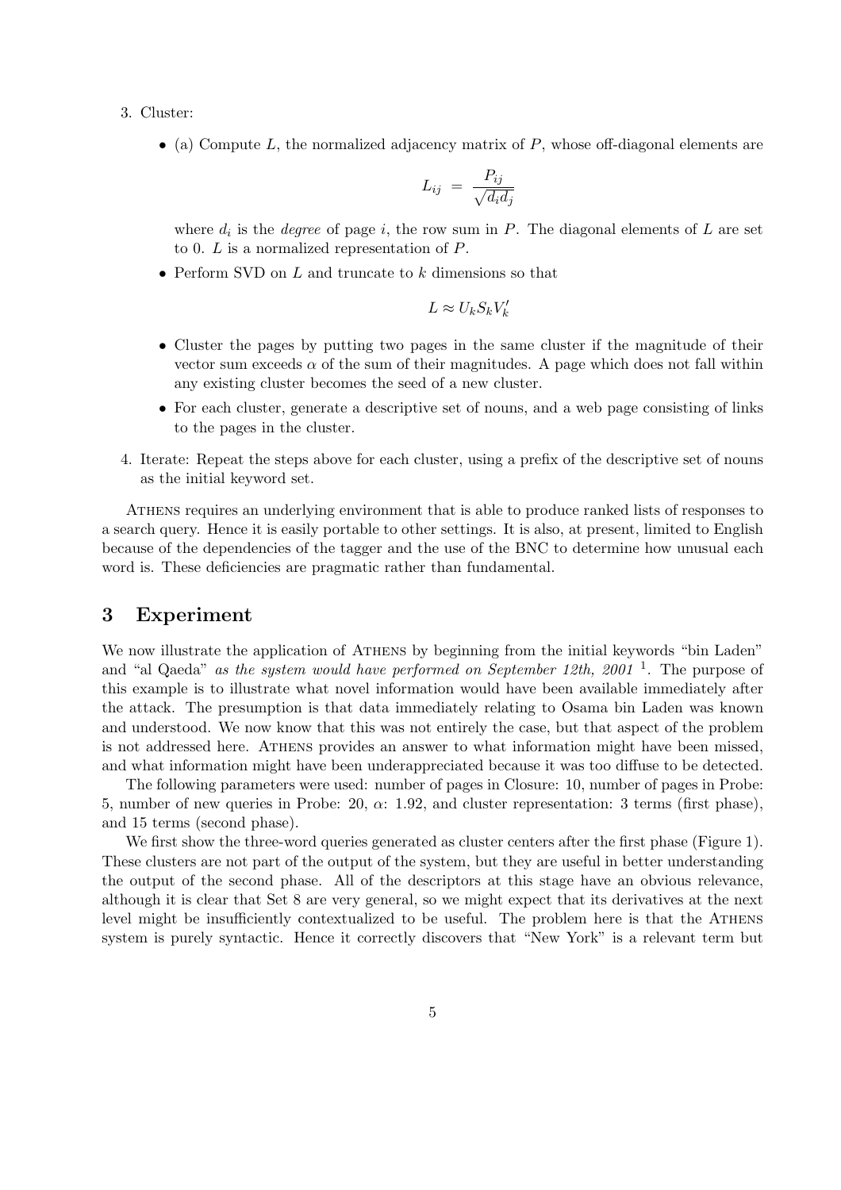3. Cluster:

   - (a) Compute $L$, the normalized adjacency matrix of $P$, whose off-diagonal elements are

     $$L_{ij} = \frac{P_{ij}}{\sqrt{d_i d_j}}$$

     where $d_i$ is the *degree* of page $i$, the row sum in $P$. The diagonal elements of $L$ are set to 0. $L$ is a normalized representation of $P$.

   - Perform SVD on $L$ and truncate to $k$ dimensions so that

     $$L \approx U_k S_k V_k'$$

   - Cluster the pages by putting two pages in the same cluster if the magnitude of their vector sum exceeds $\alpha$ of the sum of their magnitudes. A page which does not fall within any existing cluster becomes the seed of a new cluster.

   - For each cluster, generate a descriptive set of nouns, and a web page consisting of links to the pages in the cluster.

4. Iterate: Repeat the steps above for each cluster, using a prefix of the descriptive set of nouns as the initial keyword set.

Athens requires an underlying environment that is able to produce ranked lists of responses to a search query. Hence it is easily portable to other settings. It is also, at present, limited to English because of the dependencies of the tagger and the use of the BNC to determine how unusual each word is. These deficiencies are pragmatic rather than fundamental.

## 3 Experiment

We now illustrate the application of Athens by beginning from the initial keywords "bin Laden" and "al Qaeda" *as the system would have performed on September 12th, 2001* [1]. The purpose of this example is to illustrate what novel information would have been available immediately after the attack. The presumption is that data immediately relating to Osama bin Laden was known and understood. We now know that this was not entirely the case, but that aspect of the problem is not addressed here. Athens provides an answer to what information might have been missed, and what information might have been underappreciated because it was too diffuse to be detected.

The following parameters were used: number of pages in Closure: 10, number of pages in Probe: 5, number of new queries in Probe: 20, $\alpha$: 1.92, and cluster representation: 3 terms (first phase), and 15 terms (second phase).

We first show the three-word queries generated as cluster centers after the first phase (Figure 1). These clusters are not part of the output of the system, but they are useful in better understanding the output of the second phase. All of the descriptors at this stage have an obvious relevance, although it is clear that Set 8 are very general, so we might expect that its derivatives at the next level might be insufficiently contextualized to be useful. The problem here is that the Athens system is purely syntactic. Hence it correctly discovers that "New York" is a relevant term but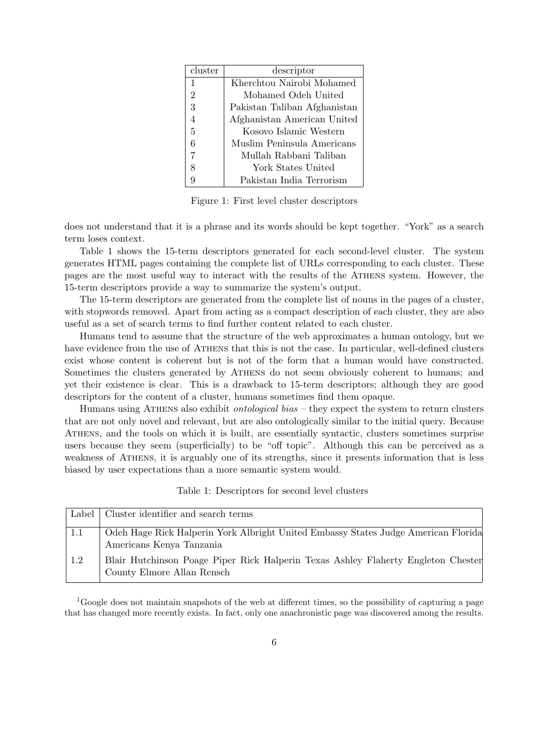| cluster | descriptor |
|---|---|
| 1 | Kherchtou Nairobi Mohamed |
| 2 | Mohamed Odeh United |
| 3 | Pakistan Taliban Afghanistan |
| 4 | Afghanistan American United |
| 5 | Kosovo Islamic Western |
| 6 | Muslim Peninsula Americans |
| 7 | Mullah Rabbani Taliban |
| 8 | York States United |
| 9 | Pakistan India Terrorism |

Figure 1: First level cluster descriptors

does not understand that it is a phrase and its words should be kept together. "York" as a search term loses context.

Table 1 shows the 15-term descriptors generated for each second-level cluster. The system generates HTML pages containing the complete list of URLs corresponding to each cluster. These pages are the most useful way to interact with the results of the ATHENS system. However, the 15-term descriptors provide a way to summarize the system's output.

The 15-term descriptors are generated from the complete list of nouns in the pages of a cluster, with stopwords removed. Apart from acting as a compact description of each cluster, they are also useful as a set of search terms to find further content related to each cluster.

Humans tend to assume that the structure of the web approximates a human ontology, but we have evidence from the use of ATHENS that this is not the case. In particular, well-defined clusters exist whose content is coherent but is not of the form that a human would have constructed. Sometimes the clusters generated by ATHENS do not seem obviously coherent to humans; and yet their existence is clear. This is a drawback to 15-term descriptors; although they are good descriptors for the content of a cluster, humans sometimes find them opaque.

Humans using ATHENS also exhibit *ontological bias* – they expect the system to return clusters that are not only novel and relevant, but are also ontologically similar to the initial query. Because ATHENS, and the tools on which it is built, are essentially syntactic, clusters sometimes surprise users because they seem (superficially) to be "off topic". Although this can be perceived as a weakness of ATHENS, it is arguably one of its strengths, since it presents information that is less biased by user expectations than a more semantic system would.

Table 1: Descriptors for second level clusters

| Label | Cluster identifier and search terms |
|---|---|
| 1.1 | Odeh Hage Rick Halperin York Albright United Embassy States Judge American Florida Americans Kenya Tanzania |
| 1.2 | Blair Hutchinson Poage Piper Rick Halperin Texas Ashley Flaherty Engleton Chester County Elmore Allan Rensch |

[1]Google does not maintain snapshots of the web at different times, so the possibility of capturing a page that has changed more recently exists. In fact, only one anachronistic page was discovered among the results.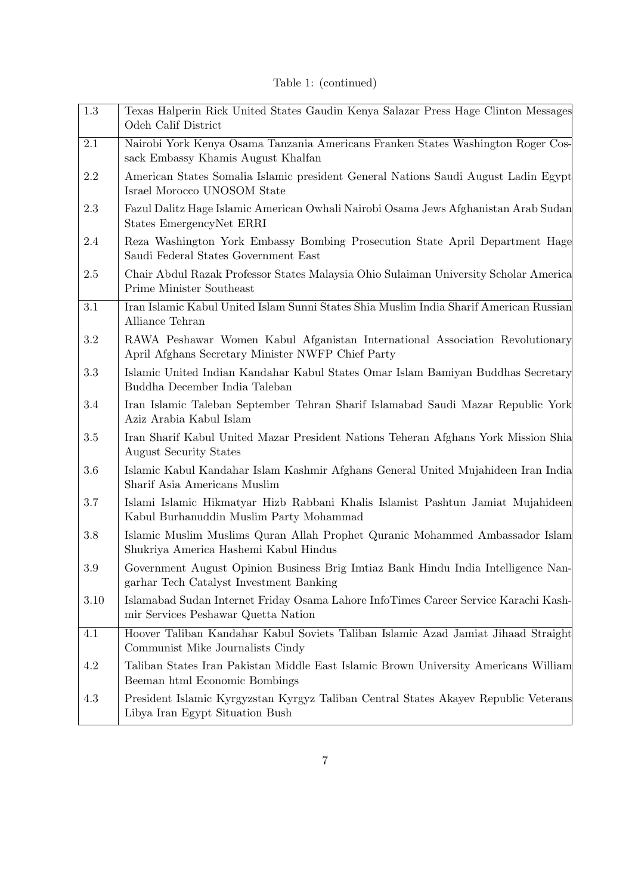Table 1: (continued)

| | |
|---|---|
| 1.3 | Texas Halperin Rick United States Gaudin Kenya Salazar Press Hage Clinton Messages Odeh Calif District |
| 2.1 | Nairobi York Kenya Osama Tanzania Americans Franken States Washington Roger Cossack Embassy Khamis August Khalfan |
| 2.2 | American States Somalia Islamic president General Nations Saudi August Ladin Egypt Israel Morocco UNOSOM State |
| 2.3 | Fazul Dalitz Hage Islamic American Owhali Nairobi Osama Jews Afghanistan Arab Sudan States EmergencyNet ERRI |
| 2.4 | Reza Washington York Embassy Bombing Prosecution State April Department Hage Saudi Federal States Government East |
| 2.5 | Chair Abdul Razak Professor States Malaysia Ohio Sulaiman University Scholar America Prime Minister Southeast |
| 3.1 | Iran Islamic Kabul United Islam Sunni States Shia Muslim India Sharif American Russian Alliance Tehran |
| 3.2 | RAWA Peshawar Women Kabul Afganistan International Association Revolutionary April Afghans Secretary Minister NWFP Chief Party |
| 3.3 | Islamic United Indian Kandahar Kabul States Omar Islam Bamiyan Buddhas Secretary Buddha December India Taleban |
| 3.4 | Iran Islamic Taleban September Tehran Sharif Islamabad Saudi Mazar Republic York Aziz Arabia Kabul Islam |
| 3.5 | Iran Sharif Kabul United Mazar President Nations Teheran Afghans York Mission Shia August Security States |
| 3.6 | Islamic Kabul Kandahar Islam Kashmir Afghans General United Mujahideen Iran India Sharif Asia Americans Muslim |
| 3.7 | Islami Islamic Hikmatyar Hizb Rabbani Khalis Islamist Pashtun Jamiat Mujahideen Kabul Burhanuddin Muslim Party Mohammad |
| 3.8 | Islamic Muslim Muslims Quran Allah Prophet Quranic Mohammed Ambassador Islam Shukriya America Hashemi Kabul Hindus |
| 3.9 | Government August Opinion Business Brig Imtiaz Bank Hindu India Intelligence Nangarhar Tech Catalyst Investment Banking |
| 3.10 | Islamabad Sudan Internet Friday Osama Lahore InfoTimes Career Service Karachi Kashmir Services Peshawar Quetta Nation |
| 4.1 | Hoover Taliban Kandahar Kabul Soviets Taliban Islamic Azad Jamiat Jihaad Straight Communist Mike Journalists Cindy |
| 4.2 | Taliban States Iran Pakistan Middle East Islamic Brown University Americans William Beeman html Economic Bombings |
| 4.3 | President Islamic Kyrgyzstan Kyrgyz Taliban Central States Akayev Republic Veterans Libya Iran Egypt Situation Bush |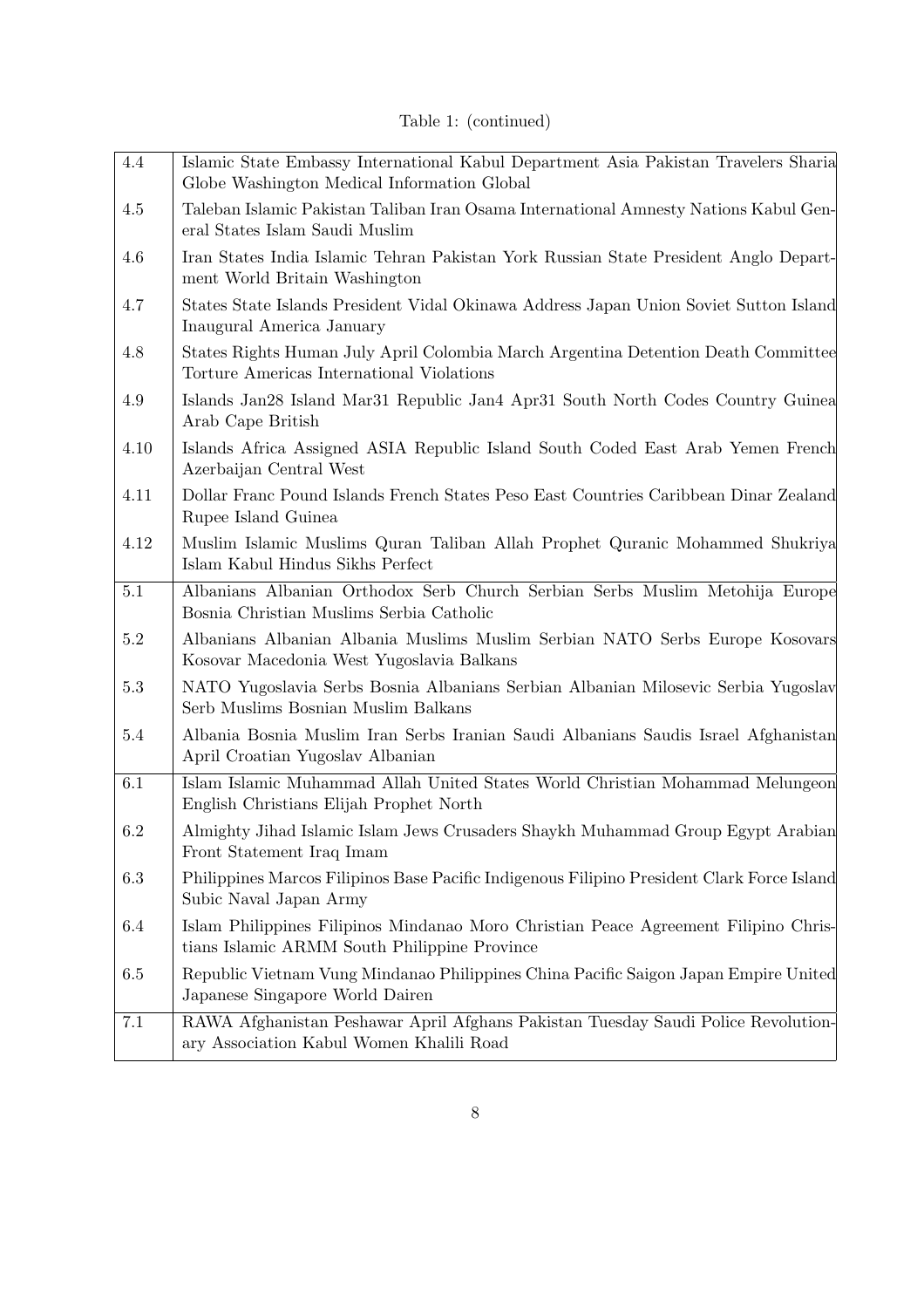Table 1: (continued)

| | |
|---|---|
| 4.4 | Islamic State Embassy International Kabul Department Asia Pakistan Travelers Sharia Globe Washington Medical Information Global |
| 4.5 | Taleban Islamic Pakistan Taliban Iran Osama International Amnesty Nations Kabul General States Islam Saudi Muslim |
| 4.6 | Iran States India Islamic Tehran Pakistan York Russian State President Anglo Department World Britain Washington |
| 4.7 | States State Islands President Vidal Okinawa Address Japan Union Soviet Sutton Island Inaugural America January |
| 4.8 | States Rights Human July April Colombia March Argentina Detention Death Committee Torture Americas International Violations |
| 4.9 | Islands Jan28 Island Mar31 Republic Jan4 Apr31 South North Codes Country Guinea Arab Cape British |
| 4.10 | Islands Africa Assigned ASIA Republic Island South Coded East Arab Yemen French Azerbaijan Central West |
| 4.11 | Dollar Franc Pound Islands French States Peso East Countries Caribbean Dinar Zealand Rupee Island Guinea |
| 4.12 | Muslim Islamic Muslims Quran Taliban Allah Prophet Quranic Mohammed Shukriya Islam Kabul Hindus Sikhs Perfect |
| 5.1 | Albanians Albanian Orthodox Serb Church Serbian Serbs Muslim Metohija Europe Bosnia Christian Muslims Serbia Catholic |
| 5.2 | Albanians Albanian Albania Muslims Muslim Serbian NATO Serbs Europe Kosovars Kosovar Macedonia West Yugoslavia Balkans |
| 5.3 | NATO Yugoslavia Serbs Bosnia Albanians Serbian Albanian Milosevic Serbia Yugoslav Serb Muslims Bosnian Muslim Balkans |
| 5.4 | Albania Bosnia Muslim Iran Serbs Iranian Saudi Albanians Saudis Israel Afghanistan April Croatian Yugoslav Albanian |
| 6.1 | Islam Islamic Muhammad Allah United States World Christian Mohammad Melungeon English Christians Elijah Prophet North |
| 6.2 | Almighty Jihad Islamic Islam Jews Crusaders Shaykh Muhammad Group Egypt Arabian Front Statement Iraq Imam |
| 6.3 | Philippines Marcos Filipinos Base Pacific Indigenous Filipino President Clark Force Island Subic Naval Japan Army |
| 6.4 | Islam Philippines Filipinos Mindanao Moro Christian Peace Agreement Filipino Christians Islamic ARMM South Philippine Province |
| 6.5 | Republic Vietnam Vung Mindanao Philippines China Pacific Saigon Japan Empire United Japanese Singapore World Dairen |
| 7.1 | RAWA Afghanistan Peshawar April Afghans Pakistan Tuesday Saudi Police Revolutionary Association Kabul Women Khalili Road |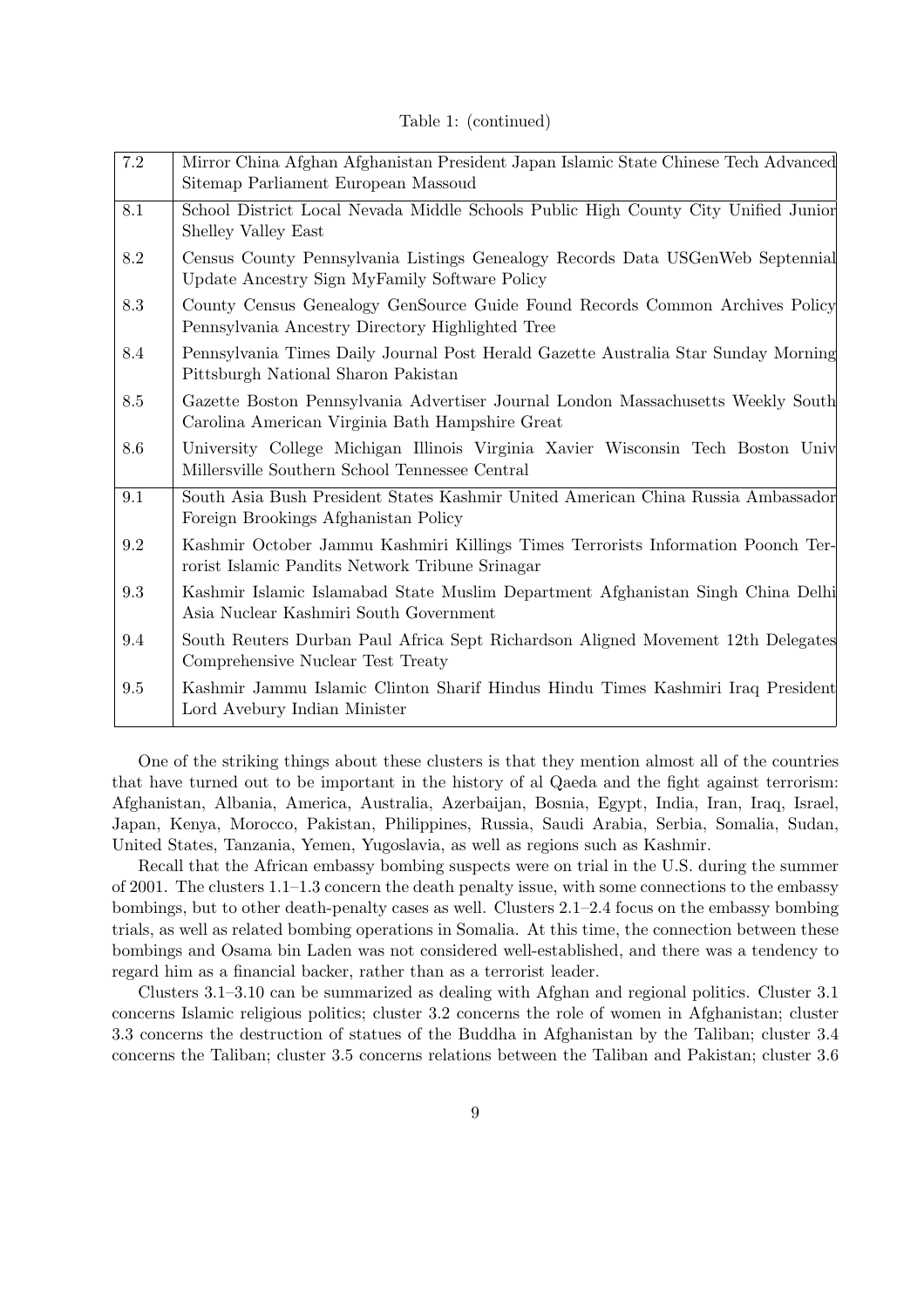Table 1: (continued)

| | |
|---|---|
| 7.2 | Mirror China Afghan Afghanistan President Japan Islamic State Chinese Tech Advanced Sitemap Parliament European Massoud |
| 8.1 | School District Local Nevada Middle Schools Public High County City Unified Junior Shelley Valley East |
| 8.2 | Census County Pennsylvania Listings Genealogy Records Data USGenWeb Septennial Update Ancestry Sign MyFamily Software Policy |
| 8.3 | County Census Genealogy GenSource Guide Found Records Common Archives Policy Pennsylvania Ancestry Directory Highlighted Tree |
| 8.4 | Pennsylvania Times Daily Journal Post Herald Gazette Australia Star Sunday Morning Pittsburgh National Sharon Pakistan |
| 8.5 | Gazette Boston Pennsylvania Advertiser Journal London Massachusetts Weekly South Carolina American Virginia Bath Hampshire Great |
| 8.6 | University College Michigan Illinois Virginia Xavier Wisconsin Tech Boston Univ Millersville Southern School Tennessee Central |
| 9.1 | South Asia Bush President States Kashmir United American China Russia Ambassador Foreign Brookings Afghanistan Policy |
| 9.2 | Kashmir October Jammu Kashmiri Killings Times Terrorists Information Poonch Terrorist Islamic Pandits Network Tribune Srinagar |
| 9.3 | Kashmir Islamic Islamabad State Muslim Department Afghanistan Singh China Delhi Asia Nuclear Kashmiri South Government |
| 9.4 | South Reuters Durban Paul Africa Sept Richardson Aligned Movement 12th Delegates Comprehensive Nuclear Test Treaty |
| 9.5 | Kashmir Jammu Islamic Clinton Sharif Hindus Hindu Times Kashmiri Iraq President Lord Avebury Indian Minister |

One of the striking things about these clusters is that they mention almost all of the countries that have turned out to be important in the history of al Qaeda and the fight against terrorism: Afghanistan, Albania, America, Australia, Azerbaijan, Bosnia, Egypt, India, Iran, Iraq, Israel, Japan, Kenya, Morocco, Pakistan, Philippines, Russia, Saudi Arabia, Serbia, Somalia, Sudan, United States, Tanzania, Yemen, Yugoslavia, as well as regions such as Kashmir.

Recall that the African embassy bombing suspects were on trial in the U.S. during the summer of 2001. The clusters 1.1–1.3 concern the death penalty issue, with some connections to the embassy bombings, but to other death-penalty cases as well. Clusters 2.1–2.4 focus on the embassy bombing trials, as well as related bombing operations in Somalia. At this time, the connection between these bombings and Osama bin Laden was not considered well-established, and there was a tendency to regard him as a financial backer, rather than as a terrorist leader.

Clusters 3.1–3.10 can be summarized as dealing with Afghan and regional politics. Cluster 3.1 concerns Islamic religious politics; cluster 3.2 concerns the role of women in Afghanistan; cluster 3.3 concerns the destruction of statues of the Buddha in Afghanistan by the Taliban; cluster 3.4 concerns the Taliban; cluster 3.5 concerns relations between the Taliban and Pakistan; cluster 3.6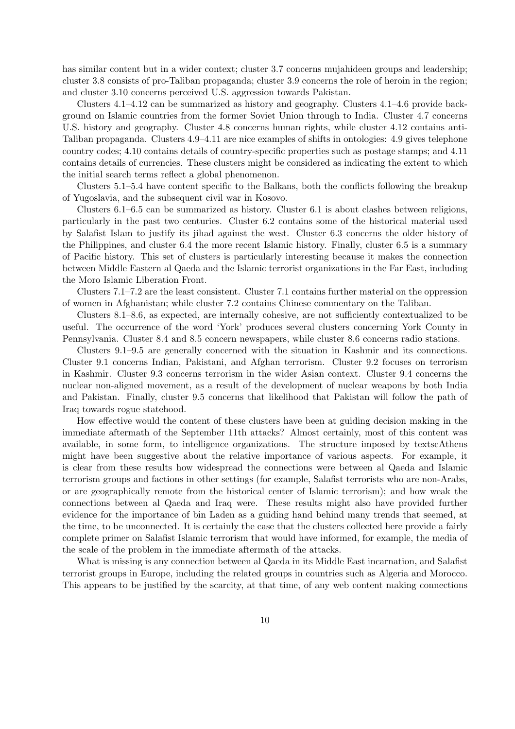has similar content but in a wider context; cluster 3.7 concerns mujahideen groups and leadership; cluster 3.8 consists of pro-Taliban propaganda; cluster 3.9 concerns the role of heroin in the region; and cluster 3.10 concerns perceived U.S. aggression towards Pakistan.

Clusters 4.1–4.12 can be summarized as history and geography. Clusters 4.1–4.6 provide background on Islamic countries from the former Soviet Union through to India. Cluster 4.7 concerns U.S. history and geography. Cluster 4.8 concerns human rights, while cluster 4.12 contains anti-Taliban propaganda. Clusters 4.9–4.11 are nice examples of shifts in ontologies: 4.9 gives telephone country codes; 4.10 contains details of country-specific properties such as postage stamps; and 4.11 contains details of currencies. These clusters might be considered as indicating the extent to which the initial search terms reflect a global phenomenon.

Clusters 5.1–5.4 have content specific to the Balkans, both the conflicts following the breakup of Yugoslavia, and the subsequent civil war in Kosovo.

Clusters 6.1–6.5 can be summarized as history. Cluster 6.1 is about clashes between religions, particularly in the past two centuries. Cluster 6.2 contains some of the historical material used by Salafist Islam to justify its jihad against the west. Cluster 6.3 concerns the older history of the Philippines, and cluster 6.4 the more recent Islamic history. Finally, cluster 6.5 is a summary of Pacific history. This set of clusters is particularly interesting because it makes the connection between Middle Eastern al Qaeda and the Islamic terrorist organizations in the Far East, including the Moro Islamic Liberation Front.

Clusters 7.1–7.2 are the least consistent. Cluster 7.1 contains further material on the oppression of women in Afghanistan; while cluster 7.2 contains Chinese commentary on the Taliban.

Clusters 8.1–8.6, as expected, are internally cohesive, are not sufficiently contextualized to be useful. The occurrence of the word 'York' produces several clusters concerning York County in Pennsylvania. Cluster 8.4 and 8.5 concern newspapers, while cluster 8.6 concerns radio stations.

Clusters 9.1–9.5 are generally concerned with the situation in Kashmir and its connections. Cluster 9.1 concerns Indian, Pakistani, and Afghan terrorism. Cluster 9.2 focuses on terrorism in Kashmir. Cluster 9.3 concerns terrorism in the wider Asian context. Cluster 9.4 concerns the nuclear non-aligned movement, as a result of the development of nuclear weapons by both India and Pakistan. Finally, cluster 9.5 concerns that likelihood that Pakistan will follow the path of Iraq towards rogue statehood.

How effective would the content of these clusters have been at guiding decision making in the immediate aftermath of the September 11th attacks? Almost certainly, most of this content was available, in some form, to intelligence organizations. The structure imposed by textscAthens might have been suggestive about the relative importance of various aspects. For example, it is clear from these results how widespread the connections were between al Qaeda and Islamic terrorism groups and factions in other settings (for example, Salafist terrorists who are non-Arabs, or are geographically remote from the historical center of Islamic terrorism); and how weak the connections between al Qaeda and Iraq were. These results might also have provided further evidence for the importance of bin Laden as a guiding hand behind many trends that seemed, at the time, to be unconnected. It is certainly the case that the clusters collected here provide a fairly complete primer on Salafist Islamic terrorism that would have informed, for example, the media of the scale of the problem in the immediate aftermath of the attacks.

What is missing is any connection between al Qaeda in its Middle East incarnation, and Salafist terrorist groups in Europe, including the related groups in countries such as Algeria and Morocco. This appears to be justified by the scarcity, at that time, of any web content making connections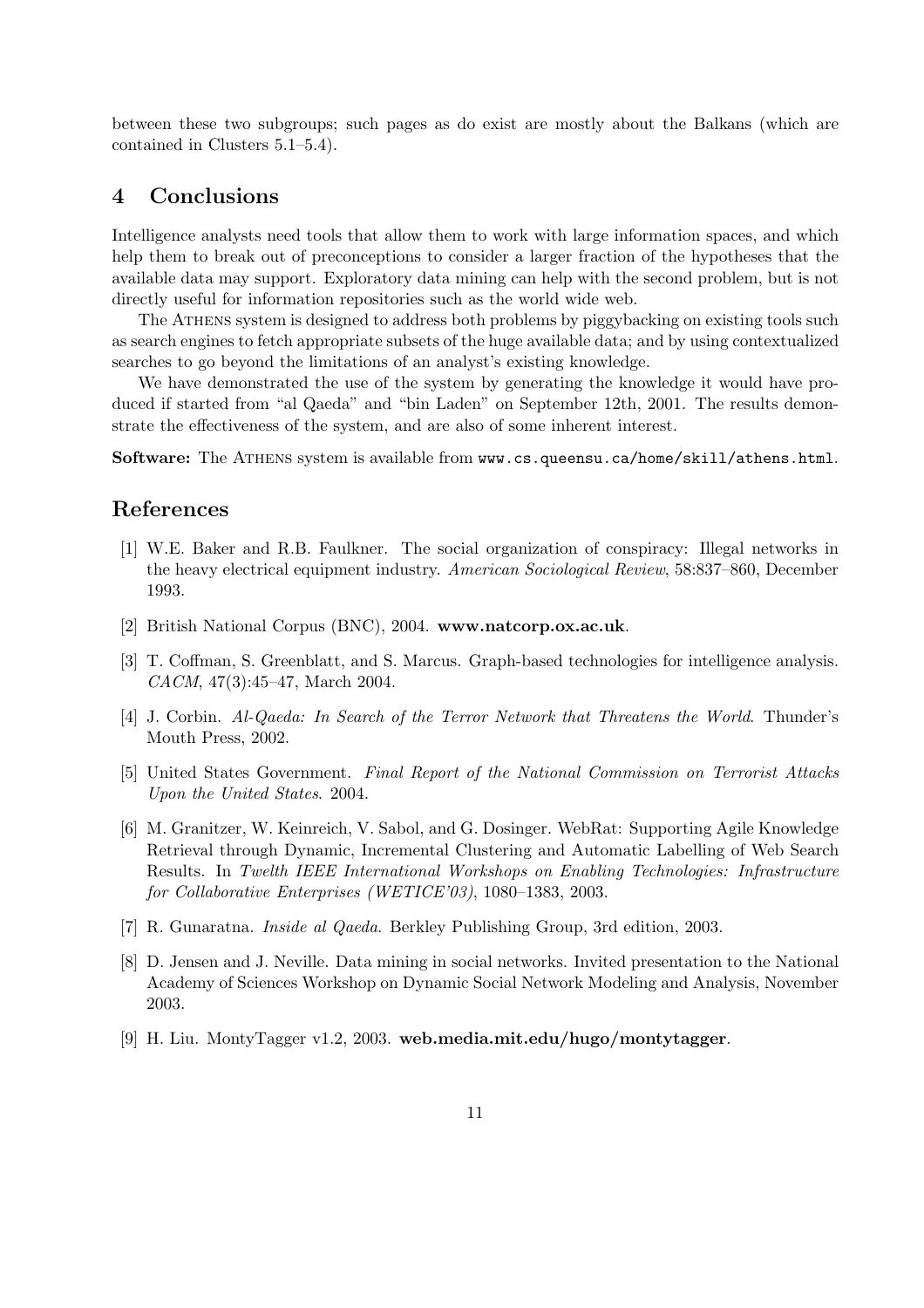between these two subgroups; such pages as do exist are mostly about the Balkans (which are contained in Clusters 5.1–5.4).

## 4 Conclusions

Intelligence analysts need tools that allow them to work with large information spaces, and which help them to break out of preconceptions to consider a larger fraction of the hypotheses that the available data may support. Exploratory data mining can help with the second problem, but is not directly useful for information repositories such as the world wide web.

The Athens system is designed to address both problems by piggybacking on existing tools such as search engines to fetch appropriate subsets of the huge available data; and by using contextualized searches to go beyond the limitations of an analyst's existing knowledge.

We have demonstrated the use of the system by generating the knowledge it would have produced if started from "al Qaeda" and "bin Laden" on September 12th, 2001. The results demonstrate the effectiveness of the system, and are also of some inherent interest.

**Software:** The Athens system is available from `www.cs.queensu.ca/home/skill/athens.html`.

## References

[1] W.E. Baker and R.B. Faulkner. The social organization of conspiracy: Illegal networks in the heavy electrical equipment industry. *American Sociological Review*, 58:837–860, December 1993.

[2] British National Corpus (BNC), 2004. **www.natcorp.ox.ac.uk**.

[3] T. Coffman, S. Greenblatt, and S. Marcus. Graph-based technologies for intelligence analysis. *CACM*, 47(3):45–47, March 2004.

[4] J. Corbin. *Al-Qaeda: In Search of the Terror Network that Threatens the World*. Thunder's Mouth Press, 2002.

[5] United States Government. *Final Report of the National Commission on Terrorist Attacks Upon the United States*. 2004.

[6] M. Granitzer, W. Keinreich, V. Sabol, and G. Dosinger. WebRat: Supporting Agile Knowledge Retrieval through Dynamic, Incremental Clustering and Automatic Labelling of Web Search Results. In *Twelth IEEE International Workshops on Enabling Technologies: Infrastructure for Collaborative Enterprises (WETICE'03)*, 1080–1383, 2003.

[7] R. Gunaratna. *Inside al Qaeda*. Berkley Publishing Group, 3rd edition, 2003.

[8] D. Jensen and J. Neville. Data mining in social networks. Invited presentation to the National Academy of Sciences Workshop on Dynamic Social Network Modeling and Analysis, November 2003.

[9] H. Liu. MontyTagger v1.2, 2003. **web.media.mit.edu/hugo/montytagger**.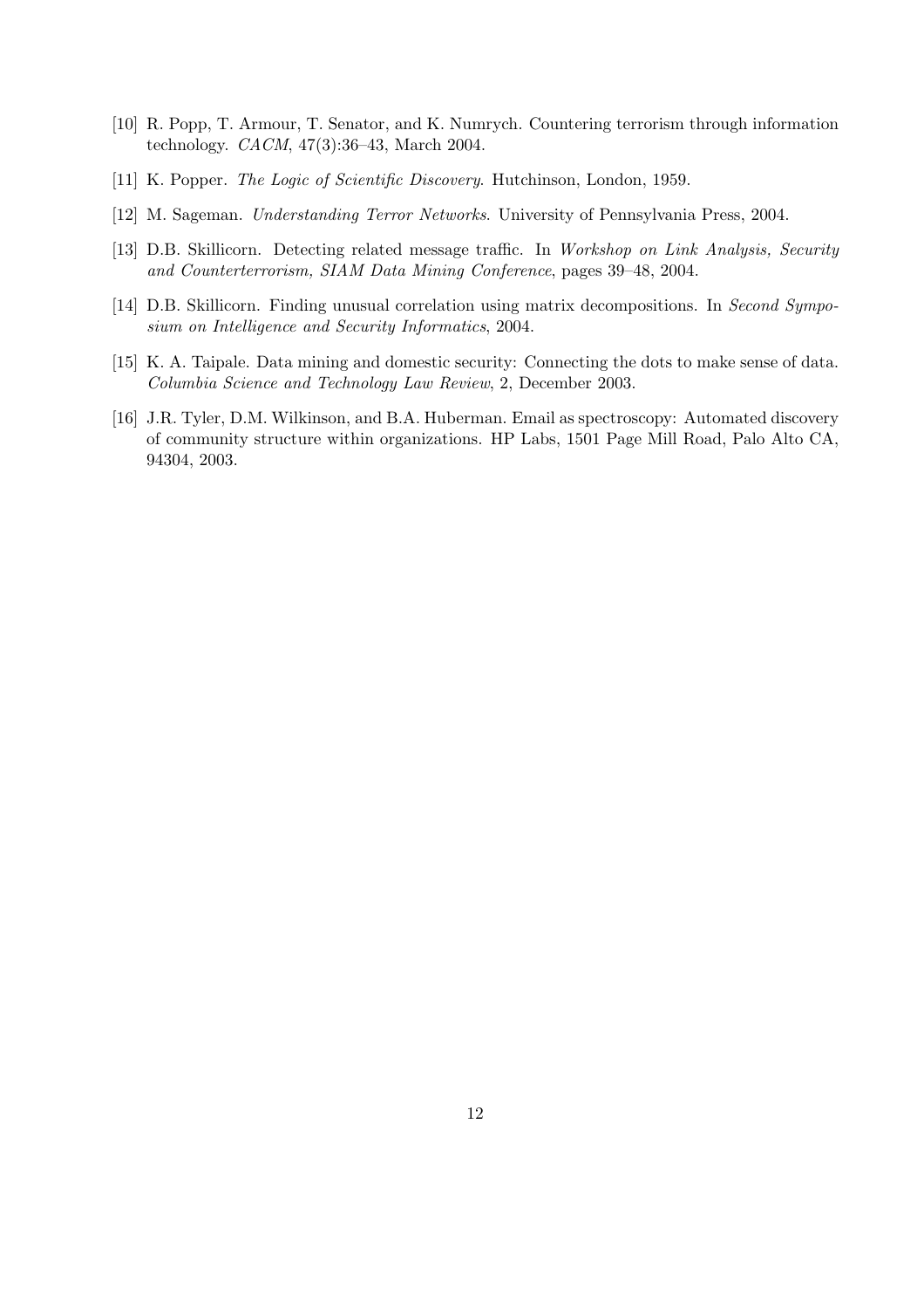[10] R. Popp, T. Armour, T. Senator, and K. Numrych. Countering terrorism through information technology. *CACM*, 47(3):36–43, March 2004.

[11] K. Popper. *The Logic of Scientific Discovery*. Hutchinson, London, 1959.

[12] M. Sageman. *Understanding Terror Networks*. University of Pennsylvania Press, 2004.

[13] D.B. Skillicorn. Detecting related message traffic. In *Workshop on Link Analysis, Security and Counterterrorism, SIAM Data Mining Conference*, pages 39–48, 2004.

[14] D.B. Skillicorn. Finding unusual correlation using matrix decompositions. In *Second Symposium on Intelligence and Security Informatics*, 2004.

[15] K. A. Taipale. Data mining and domestic security: Connecting the dots to make sense of data. *Columbia Science and Technology Law Review*, 2, December 2003.

[16] J.R. Tyler, D.M. Wilkinson, and B.A. Huberman. Email as spectroscopy: Automated discovery of community structure within organizations. HP Labs, 1501 Page Mill Road, Palo Alto CA, 94304, 2003.